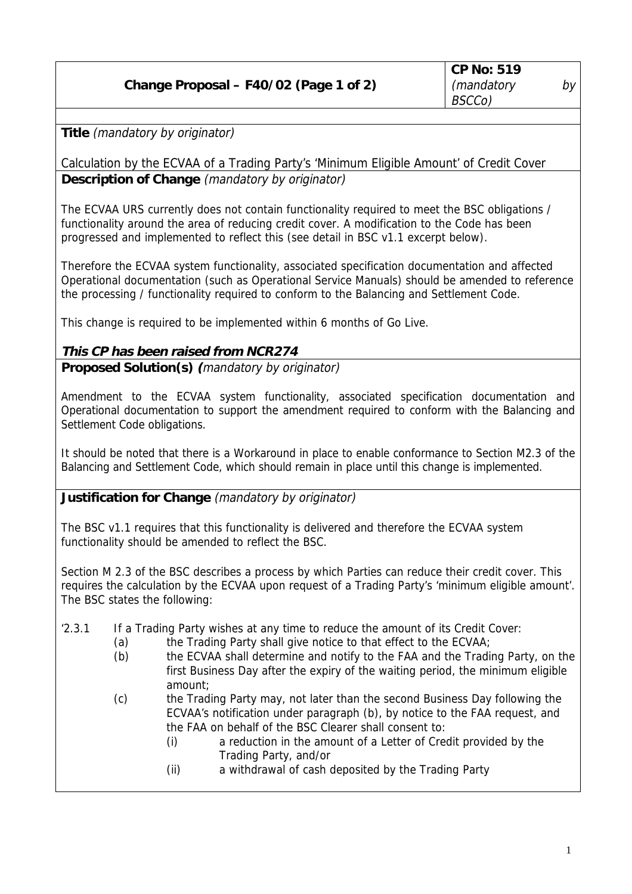| Change Proposal – F40/02 (Page 1 of 2) | **CP No: 519** *(mandatory by BSCCo)* |
|---|---|

**Title** *(mandatory by originator)*

Calculation by the ECVAA of a Trading Party's 'Minimum Eligible Amount' of Credit Cover

**Description of Change** *(mandatory by originator)*

The ECVAA URS currently does not contain functionality required to meet the BSC obligations / functionality around the area of reducing credit cover. A modification to the Code has been progressed and implemented to reflect this (see detail in BSC v1.1 excerpt below).

Therefore the ECVAA system functionality, associated specification documentation and affected Operational documentation (such as Operational Service Manuals) should be amended to reference the processing / functionality required to conform to the Balancing and Settlement Code.

This change is required to be implemented within 6 months of Go Live.

***This CP has been raised from NCR274***

**Proposed Solution(s)** *(mandatory by originator)*

Amendment to the ECVAA system functionality, associated specification documentation and Operational documentation to support the amendment required to conform with the Balancing and Settlement Code obligations.

It should be noted that there is a Workaround in place to enable conformance to Section M2.3 of the Balancing and Settlement Code, which should remain in place until this change is implemented.

**Justification for Change** *(mandatory by originator)*

The BSC v1.1 requires that this functionality is delivered and therefore the ECVAA system functionality should be amended to reflect the BSC.

Section M 2.3 of the BSC describes a process by which Parties can reduce their credit cover. This requires the calculation by the ECVAA upon request of a Trading Party's 'minimum eligible amount'. The BSC states the following:

'2.3.1 If a Trading Party wishes at any time to reduce the amount of its Credit Cover:

- (a) the Trading Party shall give notice to that effect to the ECVAA;
- (b) the ECVAA shall determine and notify to the FAA and the Trading Party, on the first Business Day after the expiry of the waiting period, the minimum eligible amount;
- (c) the Trading Party may, not later than the second Business Day following the ECVAA's notification under paragraph (b), by notice to the FAA request, and the FAA on behalf of the BSC Clearer shall consent to:
  - (i) a reduction in the amount of a Letter of Credit provided by the Trading Party, and/or
  - (ii) a withdrawal of cash deposited by the Trading Party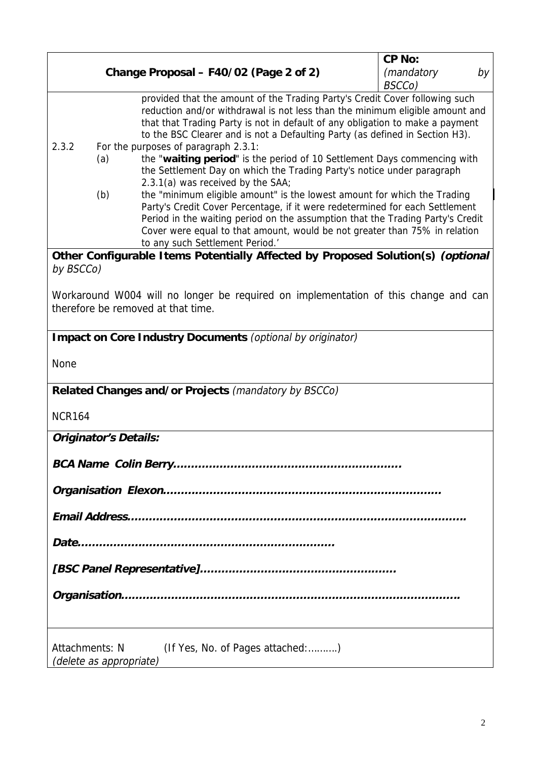| Change Proposal – F40/02 (Page 2 of 2) | CP No: *(mandatory by BSCCo)* |
|---|---|

provided that the amount of the Trading Party's Credit Cover following such reduction and/or withdrawal is not less than the minimum eligible amount and that that Trading Party is not in default of any obligation to make a payment to the BSC Clearer and is not a Defaulting Party (as defined in Section H3).

2.3.2 For the purposes of paragraph 2.3.1:

(a) the "**waiting period**" is the period of 10 Settlement Days commencing with the Settlement Day on which the Trading Party's notice under paragraph 2.3.1(a) was received by the SAA;

(b) the "minimum eligible amount" is the lowest amount for which the Trading Party's Credit Cover Percentage, if it were redetermined for each Settlement Period in the waiting period on the assumption that the Trading Party's Credit Cover were equal to that amount, would be not greater than 75% in relation to any such Settlement Period.'

**Other Configurable Items Potentially Affected by Proposed Solution(s)** ***(optional** by BSCCo)*

Workaround W004 will no longer be required on implementation of this change and can therefore be removed at that time.

**Impact on Core Industry Documents** *(optional by originator)*

None

**Related Changes and/or Projects** *(mandatory by BSCCo)*

NCR164

***Originator's Details:***

***BCA Name Colin Berry.............................................................***

***Organisation Elexon..........................................................................***

***Email Address...........................................................................................***

***Date....................................................................***

***[BSC Panel Representative].....................................................***

***Organisation............................................................................................***

Attachments: N (If Yes, No. of Pages attached:……….)
*(delete as appropriate)*